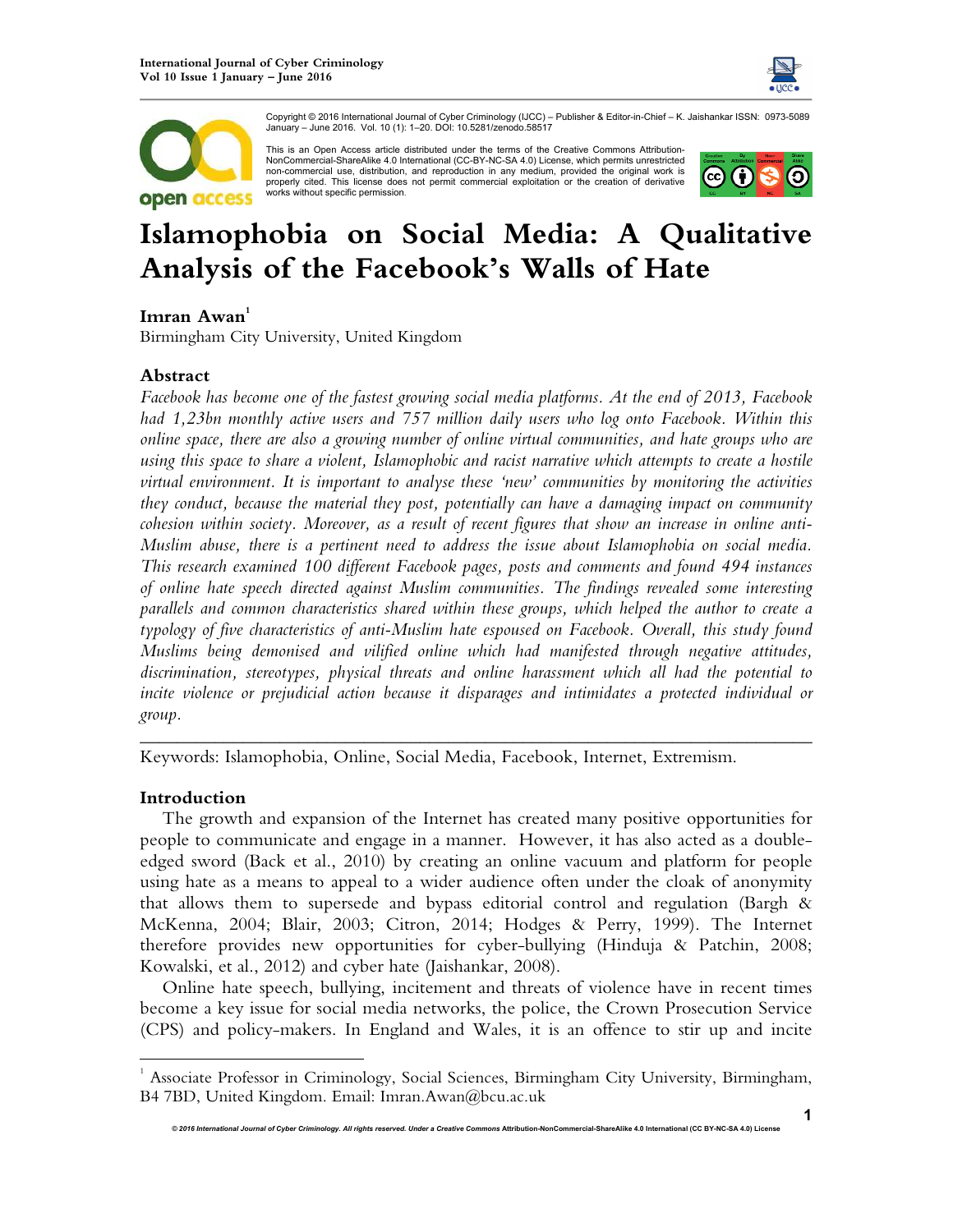Copyright © 2016 International Journal of Cyber Criminology (IJCC) – Publisher & Editor-in-Chief – K. Jaishankar ISSN: 0973-5089 January – June 2016. Vol. 10 (1): 1–20. DOI: 10.5281/zenodo.58517

This is an Open Access article distributed under the terms of the Creative Commons Attribution-NonCommercial-ShareAlike 4.0 International (CC-BY-NC-SA 4.0) License, which permits unrestricted non-commercial use, distribution, and reproduction in any medium, provided the original work is properly cited. This license does not permit commercial exploitation or the creation of derivative works without specific permission.

# Islamophobia on Social Media: A Qualitative Analysis of the Facebook's Walls of Hate

**Imran Awan**[1]

Birmingham City University, United Kingdom

## Abstract

*Facebook has become one of the fastest growing social media platforms. At the end of 2013, Facebook had 1,23bn monthly active users and 757 million daily users who log onto Facebook. Within this online space, there are also a growing number of online virtual communities, and hate groups who are using this space to share a violent, Islamophobic and racist narrative which attempts to create a hostile virtual environment. It is important to analyse these 'new' communities by monitoring the activities they conduct, because the material they post, potentially can have a damaging impact on community cohesion within society. Moreover, as a result of recent figures that show an increase in online anti-Muslim abuse, there is a pertinent need to address the issue about Islamophobia on social media. This research examined 100 different Facebook pages, posts and comments and found 494 instances of online hate speech directed against Muslim communities. The findings revealed some interesting parallels and common characteristics shared within these groups, which helped the author to create a typology of five characteristics of anti-Muslim hate espoused on Facebook. Overall, this study found Muslims being demonised and vilified online which had manifested through negative attitudes, discrimination, stereotypes, physical threats and online harassment which all had the potential to incite violence or prejudicial action because it disparages and intimidates a protected individual or group.*

---

Keywords: Islamophobia, Online, Social Media, Facebook, Internet, Extremism.

## Introduction

The growth and expansion of the Internet has created many positive opportunities for people to communicate and engage in a manner. However, it has also acted as a double-edged sword (Back et al., 2010) by creating an online vacuum and platform for people using hate as a means to appeal to a wider audience often under the cloak of anonymity that allows them to supersede and bypass editorial control and regulation (Bargh & McKenna, 2004; Blair, 2003; Citron, 2014; Hodges & Perry, 1999). The Internet therefore provides new opportunities for cyber-bullying (Hinduja & Patchin, 2008; Kowalski, et al., 2012) and cyber hate (Jaishankar, 2008).

Online hate speech, bullying, incitement and threats of violence have in recent times become a key issue for social media networks, the police, the Crown Prosecution Service (CPS) and policy-makers. In England and Wales, it is an offence to stir up and incite

---

[1] Associate Professor in Criminology, Social Sciences, Birmingham City University, Birmingham, B4 7BD, United Kingdom. Email: Imran.Awan@bcu.ac.uk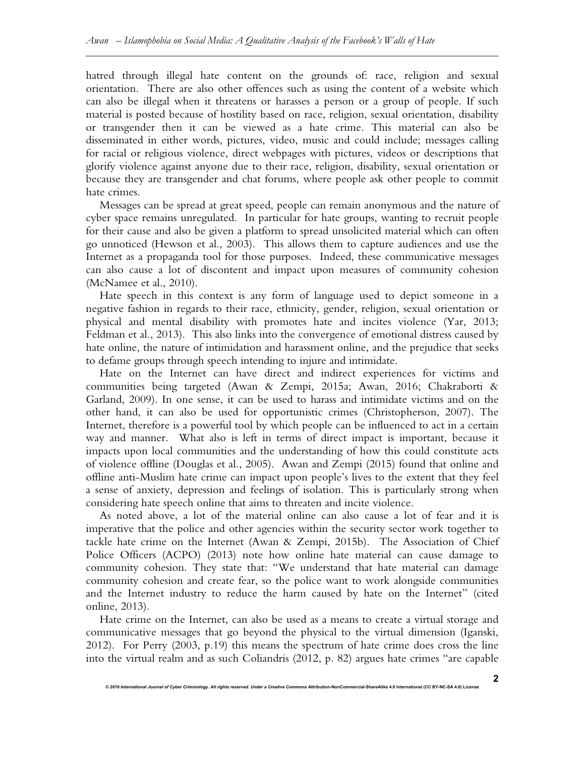hatred through illegal hate content on the grounds of: race, religion and sexual orientation. There are also other offences such as using the content of a website which can also be illegal when it threatens or harasses a person or a group of people. If such material is posted because of hostility based on race, religion, sexual orientation, disability or transgender then it can be viewed as a hate crime. This material can also be disseminated in either words, pictures, video, music and could include; messages calling for racial or religious violence, direct webpages with pictures, videos or descriptions that glorify violence against anyone due to their race, religion, disability, sexual orientation or because they are transgender and chat forums, where people ask other people to commit hate crimes.

Messages can be spread at great speed, people can remain anonymous and the nature of cyber space remains unregulated. In particular for hate groups, wanting to recruit people for their cause and also be given a platform to spread unsolicited material which can often go unnoticed (Hewson et al., 2003). This allows them to capture audiences and use the Internet as a propaganda tool for those purposes. Indeed, these communicative messages can also cause a lot of discontent and impact upon measures of community cohesion (McNamee et al., 2010).

Hate speech in this context is any form of language used to depict someone in a negative fashion in regards to their race, ethnicity, gender, religion, sexual orientation or physical and mental disability with promotes hate and incites violence (Yar, 2013; Feldman et al., 2013). This also links into the convergence of emotional distress caused by hate online, the nature of intimidation and harassment online, and the prejudice that seeks to defame groups through speech intending to injure and intimidate.

Hate on the Internet can have direct and indirect experiences for victims and communities being targeted (Awan & Zempi, 2015a; Awan, 2016; Chakraborti & Garland, 2009). In one sense, it can be used to harass and intimidate victims and on the other hand, it can also be used for opportunistic crimes (Christopherson, 2007). The Internet, therefore is a powerful tool by which people can be influenced to act in a certain way and manner. What also is left in terms of direct impact is important, because it impacts upon local communities and the understanding of how this could constitute acts of violence offline (Douglas et al., 2005). Awan and Zempi (2015) found that online and offline anti-Muslim hate crime can impact upon people's lives to the extent that they feel a sense of anxiety, depression and feelings of isolation. This is particularly strong when considering hate speech online that aims to threaten and incite violence.

As noted above, a lot of the material online can also cause a lot of fear and it is imperative that the police and other agencies within the security sector work together to tackle hate crime on the Internet (Awan & Zempi, 2015b). The Association of Chief Police Officers (ACPO) (2013) note how online hate material can cause damage to community cohesion. They state that: "We understand that hate material can damage community cohesion and create fear, so the police want to work alongside communities and the Internet industry to reduce the harm caused by hate on the Internet" (cited online, 2013).

Hate crime on the Internet, can also be used as a means to create a virtual storage and communicative messages that go beyond the physical to the virtual dimension (Iganski, 2012). For Perry (2003, p.19) this means the spectrum of hate crime does cross the line into the virtual realm and as such Coliandris (2012, p. 82) argues hate crimes "are capable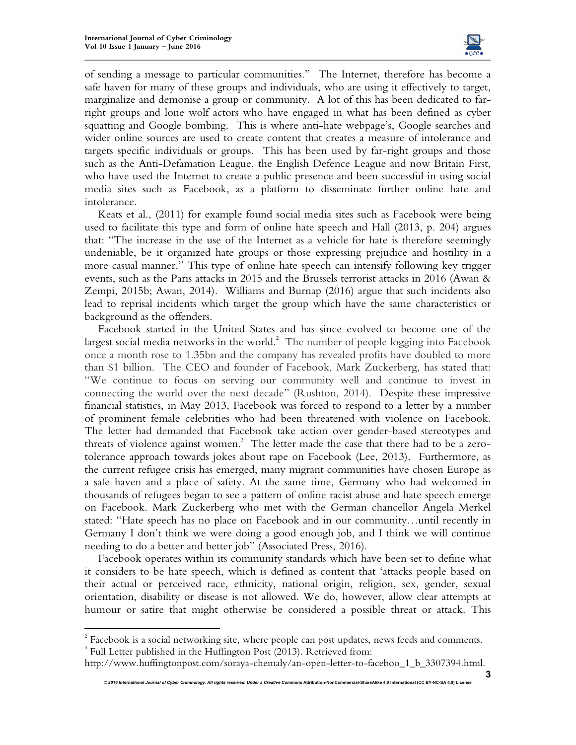of sending a message to particular communities." The Internet, therefore has become a safe haven for many of these groups and individuals, who are using it effectively to target, marginalize and demonise a group or community. A lot of this has been dedicated to far-right groups and lone wolf actors who have engaged in what has been defined as cyber squatting and Google bombing. This is where anti-hate webpage's, Google searches and wider online sources are used to create content that creates a measure of intolerance and targets specific individuals or groups. This has been used by far-right groups and those such as the Anti-Defamation League, the English Defence League and now Britain First, who have used the Internet to create a public presence and been successful in using social media sites such as Facebook, as a platform to disseminate further online hate and intolerance.

Keats et al., (2011) for example found social media sites such as Facebook were being used to facilitate this type and form of online hate speech and Hall (2013, p. 204) argues that: "The increase in the use of the Internet as a vehicle for hate is therefore seemingly undeniable, be it organized hate groups or those expressing prejudice and hostility in a more casual manner." This type of online hate speech can intensify following key trigger events, such as the Paris attacks in 2015 and the Brussels terrorist attacks in 2016 (Awan & Zempi, 2015b; Awan, 2014). Williams and Burnap (2016) argue that such incidents also lead to reprisal incidents which target the group which have the same characteristics or background as the offenders.

Facebook started in the United States and has since evolved to become one of the largest social media networks in the world.[2] The number of people logging into Facebook once a month rose to 1.35bn and the company has revealed profits have doubled to more than $1 billion. The CEO and founder of Facebook, Mark Zuckerberg, has stated that: "We continue to focus on serving our community well and continue to invest in connecting the world over the next decade" (Rushton, 2014). Despite these impressive financial statistics, in May 2013, Facebook was forced to respond to a letter by a number of prominent female celebrities who had been threatened with violence on Facebook. The letter had demanded that Facebook take action over gender-based stereotypes and threats of violence against women.[3] The letter made the case that there had to be a zero-tolerance approach towards jokes about rape on Facebook (Lee, 2013). Furthermore, as the current refugee crisis has emerged, many migrant communities have chosen Europe as a safe haven and a place of safety. At the same time, Germany who had welcomed in thousands of refugees began to see a pattern of online racist abuse and hate speech emerge on Facebook. Mark Zuckerberg who met with the German chancellor Angela Merkel stated: "Hate speech has no place on Facebook and in our community…until recently in Germany I don't think we were doing a good enough job, and I think we will continue needing to do a better and better job" (Associated Press, 2016).

Facebook operates within its community standards which have been set to define what it considers to be hate speech, which is defined as content that 'attacks people based on their actual or perceived race, ethnicity, national origin, religion, sex, gender, sexual orientation, disability or disease is not allowed. We do, however, allow clear attempts at humour or satire that might otherwise be considered a possible threat or attack. This

---

[2] Facebook is a social networking site, where people can post updates, news feeds and comments.

[3] Full Letter published in the Huffington Post (2013). Retrieved from: http://www.huffingtonpost.com/soraya-chemaly/an-open-letter-to-faceboo_1_b_3307394.html.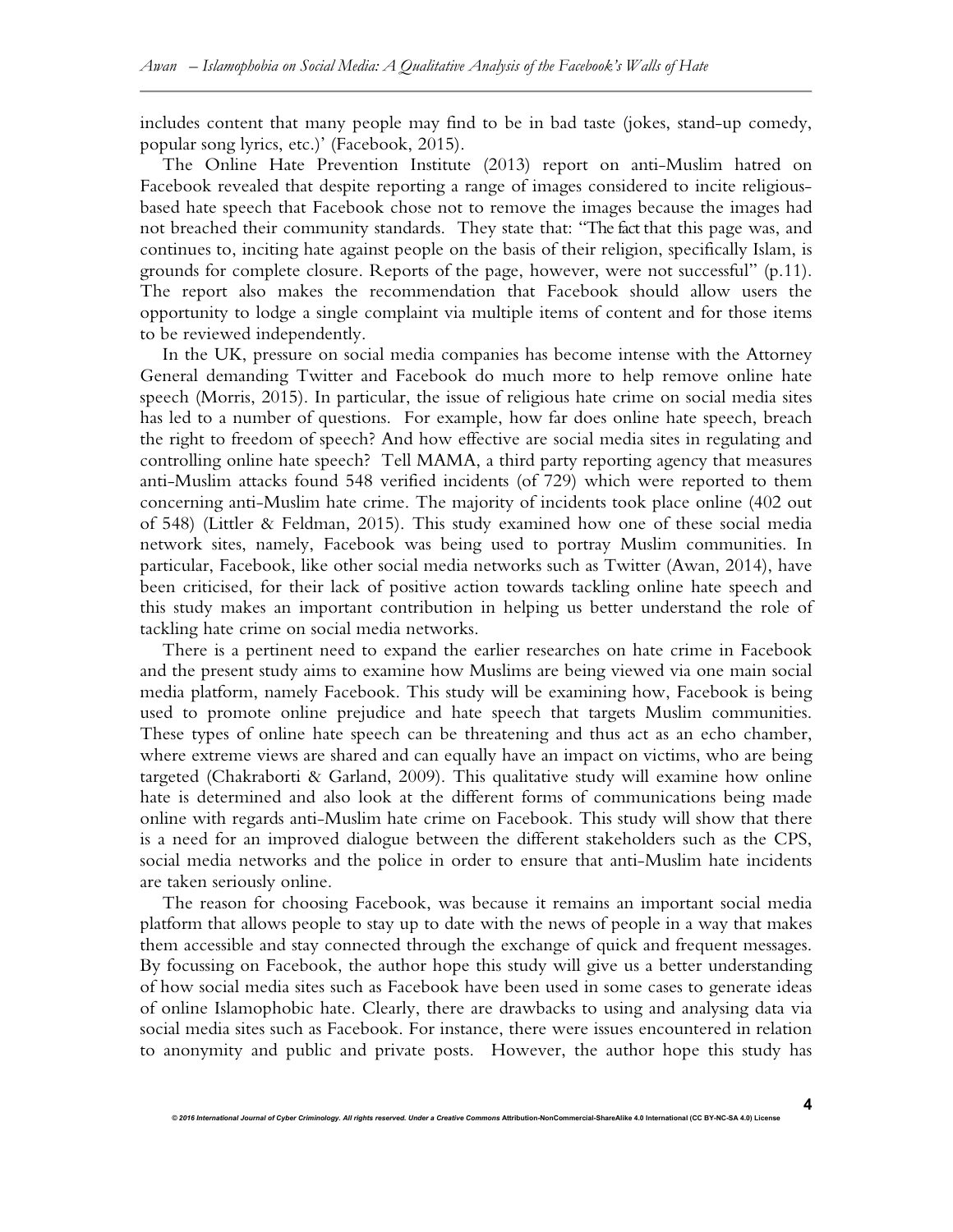includes content that many people may find to be in bad taste (jokes, stand-up comedy, popular song lyrics, etc.)' (Facebook, 2015).

The Online Hate Prevention Institute (2013) report on anti-Muslim hatred on Facebook revealed that despite reporting a range of images considered to incite religious-based hate speech that Facebook chose not to remove the images because the images had not breached their community standards. They state that: "The fact that this page was, and continues to, inciting hate against people on the basis of their religion, specifically Islam, is grounds for complete closure. Reports of the page, however, were not successful" (p.11). The report also makes the recommendation that Facebook should allow users the opportunity to lodge a single complaint via multiple items of content and for those items to be reviewed independently.

In the UK, pressure on social media companies has become intense with the Attorney General demanding Twitter and Facebook do much more to help remove online hate speech (Morris, 2015). In particular, the issue of religious hate crime on social media sites has led to a number of questions. For example, how far does online hate speech, breach the right to freedom of speech? And how effective are social media sites in regulating and controlling online hate speech? Tell MAMA, a third party reporting agency that measures anti-Muslim attacks found 548 verified incidents (of 729) which were reported to them concerning anti-Muslim hate crime. The majority of incidents took place online (402 out of 548) (Littler & Feldman, 2015). This study examined how one of these social media network sites, namely, Facebook was being used to portray Muslim communities. In particular, Facebook, like other social media networks such as Twitter (Awan, 2014), have been criticised, for their lack of positive action towards tackling online hate speech and this study makes an important contribution in helping us better understand the role of tackling hate crime on social media networks.

There is a pertinent need to expand the earlier researches on hate crime in Facebook and the present study aims to examine how Muslims are being viewed via one main social media platform, namely Facebook. This study will be examining how, Facebook is being used to promote online prejudice and hate speech that targets Muslim communities. These types of online hate speech can be threatening and thus act as an echo chamber, where extreme views are shared and can equally have an impact on victims, who are being targeted (Chakraborti & Garland, 2009). This qualitative study will examine how online hate is determined and also look at the different forms of communications being made online with regards anti-Muslim hate crime on Facebook. This study will show that there is a need for an improved dialogue between the different stakeholders such as the CPS, social media networks and the police in order to ensure that anti-Muslim hate incidents are taken seriously online.

The reason for choosing Facebook, was because it remains an important social media platform that allows people to stay up to date with the news of people in a way that makes them accessible and stay connected through the exchange of quick and frequent messages. By focussing on Facebook, the author hope this study will give us a better understanding of how social media sites such as Facebook have been used in some cases to generate ideas of online Islamophobic hate. Clearly, there are drawbacks to using and analysing data via social media sites such as Facebook. For instance, there were issues encountered in relation to anonymity and public and private posts. However, the author hope this study has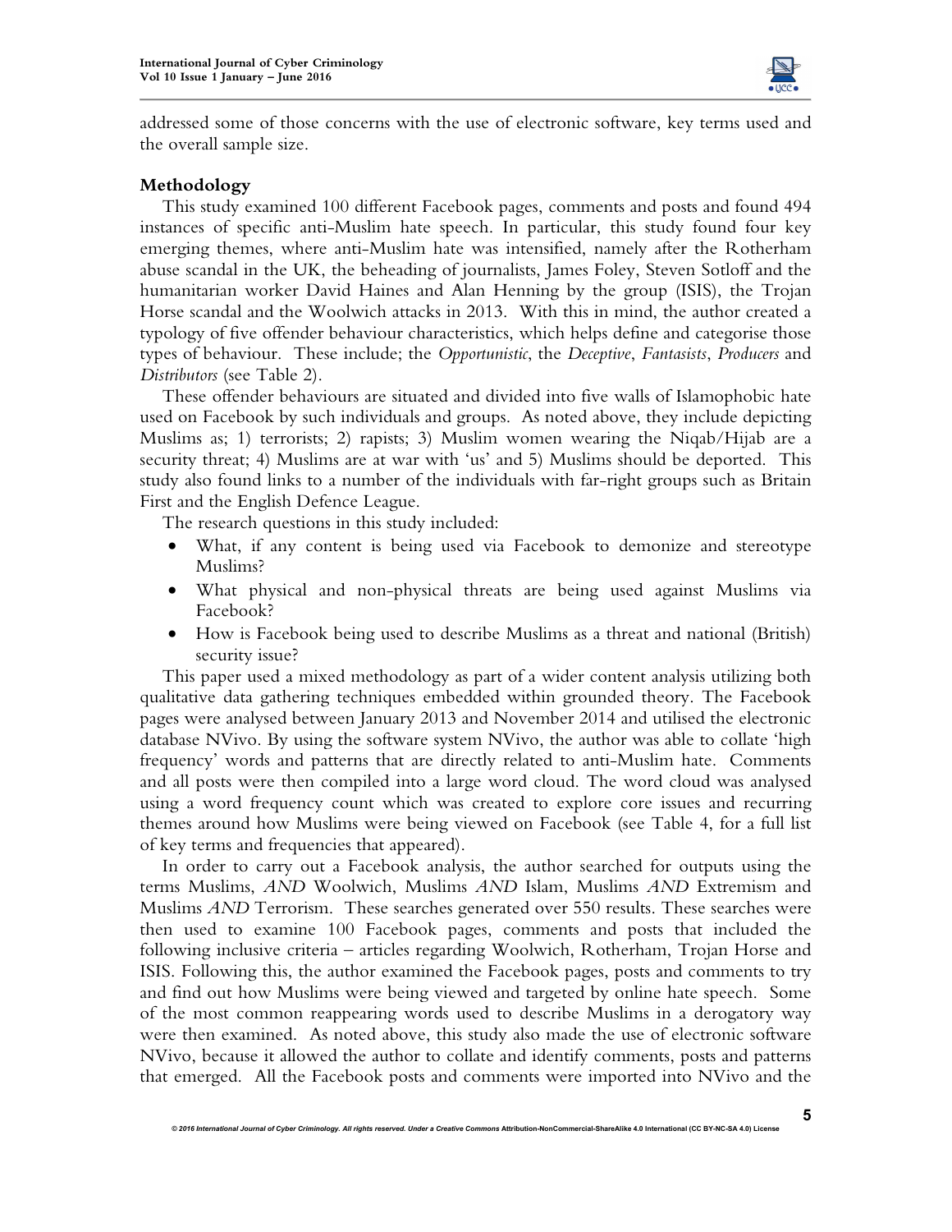addressed some of those concerns with the use of electronic software, key terms used and the overall sample size.

## Methodology

This study examined 100 different Facebook pages, comments and posts and found 494 instances of specific anti-Muslim hate speech. In particular, this study found four key emerging themes, where anti-Muslim hate was intensified, namely after the Rotherham abuse scandal in the UK, the beheading of journalists, James Foley, Steven Sotloff and the humanitarian worker David Haines and Alan Henning by the group (ISIS), the Trojan Horse scandal and the Woolwich attacks in 2013. With this in mind, the author created a typology of five offender behaviour characteristics, which helps define and categorise those types of behaviour. These include; the *Opportunistic*, the *Deceptive*, *Fantasists*, *Producers* and *Distributors* (see Table 2).

These offender behaviours are situated and divided into five walls of Islamophobic hate used on Facebook by such individuals and groups. As noted above, they include depicting Muslims as; 1) terrorists; 2) rapists; 3) Muslim women wearing the Niqab/Hijab are a security threat; 4) Muslims are at war with 'us' and 5) Muslims should be deported. This study also found links to a number of the individuals with far-right groups such as Britain First and the English Defence League.

The research questions in this study included:

- What, if any content is being used via Facebook to demonize and stereotype Muslims?
- What physical and non-physical threats are being used against Muslims via Facebook?
- How is Facebook being used to describe Muslims as a threat and national (British) security issue?

This paper used a mixed methodology as part of a wider content analysis utilizing both qualitative data gathering techniques embedded within grounded theory. The Facebook pages were analysed between January 2013 and November 2014 and utilised the electronic database NVivo. By using the software system NVivo, the author was able to collate 'high frequency' words and patterns that are directly related to anti-Muslim hate. Comments and all posts were then compiled into a large word cloud. The word cloud was analysed using a word frequency count which was created to explore core issues and recurring themes around how Muslims were being viewed on Facebook (see Table 4, for a full list of key terms and frequencies that appeared).

In order to carry out a Facebook analysis, the author searched for outputs using the terms Muslims, *AND* Woolwich, Muslims *AND* Islam, Muslims *AND* Extremism and Muslims *AND* Terrorism. These searches generated over 550 results. These searches were then used to examine 100 Facebook pages, comments and posts that included the following inclusive criteria – articles regarding Woolwich, Rotherham, Trojan Horse and ISIS. Following this, the author examined the Facebook pages, posts and comments to try and find out how Muslims were being viewed and targeted by online hate speech. Some of the most common reappearing words used to describe Muslims in a derogatory way were then examined. As noted above, this study also made the use of electronic software NVivo, because it allowed the author to collate and identify comments, posts and patterns that emerged. All the Facebook posts and comments were imported into NVivo and the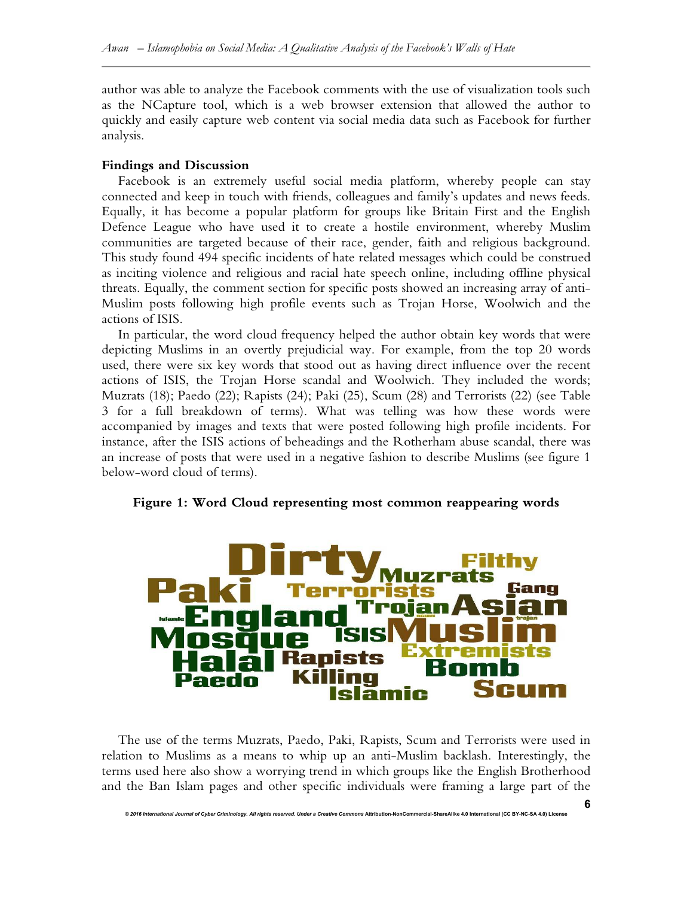author was able to analyze the Facebook comments with the use of visualization tools such as the NCapture tool, which is a web browser extension that allowed the author to quickly and easily capture web content via social media data such as Facebook for further analysis.

**Findings and Discussion**

Facebook is an extremely useful social media platform, whereby people can stay connected and keep in touch with friends, colleagues and family's updates and news feeds. Equally, it has become a popular platform for groups like Britain First and the English Defence League who have used it to create a hostile environment, whereby Muslim communities are targeted because of their race, gender, faith and religious background. This study found 494 specific incidents of hate related messages which could be construed as inciting violence and religious and racial hate speech online, including offline physical threats. Equally, the comment section for specific posts showed an increasing array of anti-Muslim posts following high profile events such as Trojan Horse, Woolwich and the actions of ISIS.

In particular, the word cloud frequency helped the author obtain key words that were depicting Muslims in an overtly prejudicial way. For example, from the top 20 words used, there were six key words that stood out as having direct influence over the recent actions of ISIS, the Trojan Horse scandal and Woolwich. They included the words; Muzrats (18); Paedo (22); Rapists (24); Paki (25), Scum (28) and Terrorists (22) (see Table 3 for a full breakdown of terms). What was telling was how these words were accompanied by images and texts that were posted following high profile incidents. For instance, after the ISIS actions of beheadings and the Rotherham abuse scandal, there was an increase of posts that were used in a negative fashion to describe Muslims (see figure 1 below-word cloud of terms).

**Figure 1: Word Cloud representing most common reappearing words**

Dirty Filthy Muzrats Paki Terrorists Gang Islamic England Trojan Asian Mosque ISIS Muslim Scum Trojan Halal Rapists Extremists Paedo Killing Bomb Islamic Scum

The use of the terms Muzrats, Paedo, Paki, Rapists, Scum and Terrorists were used in relation to Muslims as a means to whip up an anti-Muslim backlash. Interestingly, the terms used here also show a worrying trend in which groups like the English Brotherhood and the Ban Islam pages and other specific individuals were framing a large part of the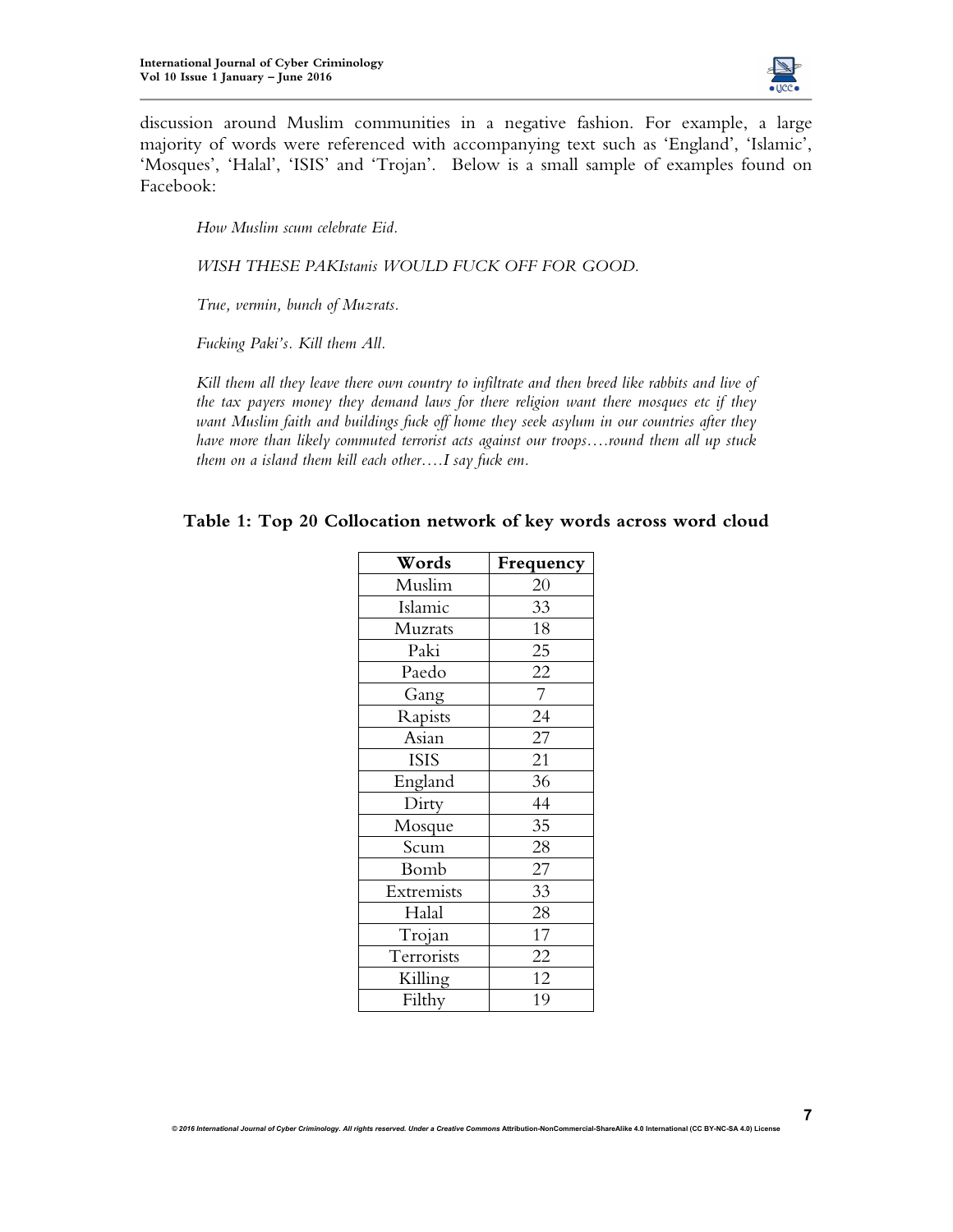discussion around Muslim communities in a negative fashion. For example, a large majority of words were referenced with accompanying text such as 'England', 'Islamic', 'Mosques', 'Halal', 'ISIS' and 'Trojan'. Below is a small sample of examples found on Facebook:

> *How Muslim scum celebrate Eid.*
>
> *WISH THESE PAKIstanis WOULD FUCK OFF FOR GOOD.*
>
> *True, vermin, bunch of Muzrats.*
>
> *Fucking Paki's. Kill them All.*
>
> *Kill them all they leave there own country to infiltrate and then breed like rabbits and live of the tax payers money they demand laws for there religion want there mosques etc if they want Muslim faith and buildings fuck off home they seek asylum in our countries after they have more than likely commuted terrorist acts against our troops….round them all up stuck them on a island them kill each other….I say fuck em.*

**Table 1: Top 20 Collocation network of key words across word cloud**

| Words | Frequency |
|---|---|
| Muslim | 20 |
| Islamic | 33 |
| Muzrats | 18 |
| Paki | 25 |
| Paedo | 22 |
| Gang | 7 |
| Rapists | 24 |
| Asian | 27 |
| ISIS | 21 |
| England | 36 |
| Dirty | 44 |
| Mosque | 35 |
| Scum | 28 |
| Bomb | 27 |
| Extremists | 33 |
| Halal | 28 |
| Trojan | 17 |
| Terrorists | 22 |
| Killing | 12 |
| Filthy | 19 |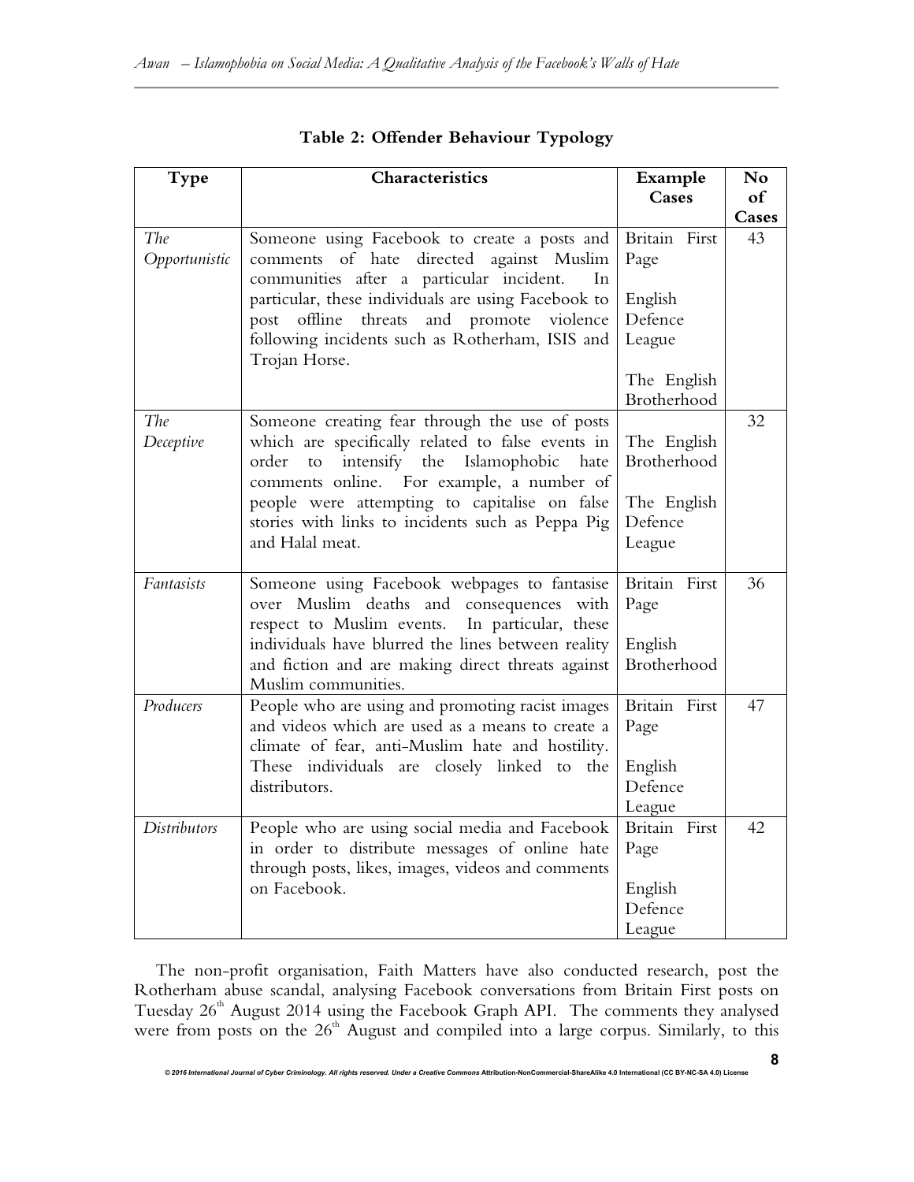**Table 2: Offender Behaviour Typology**

| Type | Characteristics | Example Cases | No of Cases |
|---|---|---|---|
| *The Opportunistic* | Someone using Facebook to create a posts and comments of hate directed against Muslim communities after a particular incident. In particular, these individuals are using Facebook to post offline threats and promote violence following incidents such as Rotherham, ISIS and Trojan Horse. | Britain First Page<br><br>English Defence League<br><br>The English Brotherhood | 43 |
| *The Deceptive* | Someone creating fear through the use of posts which are specifically related to false events in order to intensify the Islamophobic hate comments online. For example, a number of people were attempting to capitalise on false stories with links to incidents such as Peppa Pig and Halal meat. | The English Brotherhood<br><br>The English Defence League | 32 |
| *Fantasists* | Someone using Facebook webpages to fantasise over Muslim deaths and consequences with respect to Muslim events. In particular, these individuals have blurred the lines between reality and fiction and are making direct threats against Muslim communities. | Britain First Page<br><br>English Brotherhood | 36 |
| *Producers* | People who are using and promoting racist images and videos which are used as a means to create a climate of fear, anti-Muslim hate and hostility. These individuals are closely linked to the distributors. | Britain First Page<br><br>English Defence League | 47 |
| *Distributors* | People who are using social media and Facebook in order to distribute messages of online hate through posts, likes, images, videos and comments on Facebook. | Britain First Page<br><br>English Defence League | 42 |

The non-profit organisation, Faith Matters have also conducted research, post the Rotherham abuse scandal, analysing Facebook conversations from Britain First posts on Tuesday 26th August 2014 using the Facebook Graph API. The comments they analysed were from posts on the 26th August and compiled into a large corpus. Similarly, to this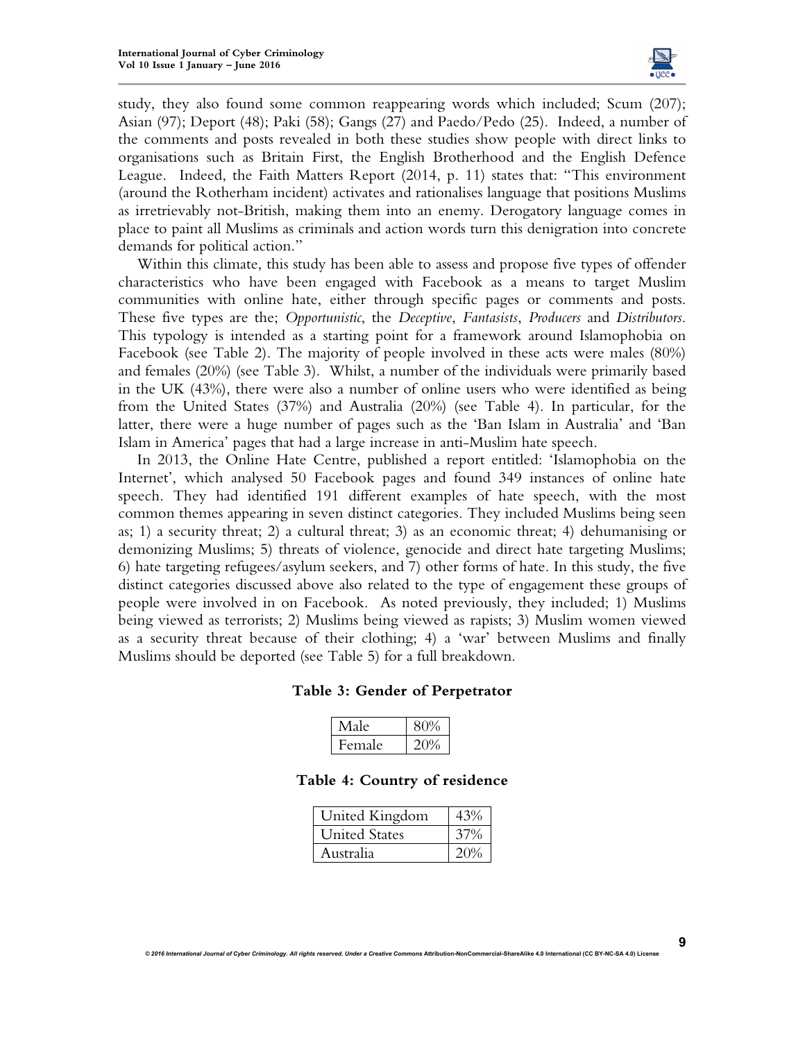study, they also found some common reappearing words which included; Scum (207); Asian (97); Deport (48); Paki (58); Gangs (27) and Paedo/Pedo (25). Indeed, a number of the comments and posts revealed in both these studies show people with direct links to organisations such as Britain First, the English Brotherhood and the English Defence League. Indeed, the Faith Matters Report (2014, p. 11) states that: "This environment (around the Rotherham incident) activates and rationalises language that positions Muslims as irretrievably not-British, making them into an enemy. Derogatory language comes in place to paint all Muslims as criminals and action words turn this denigration into concrete demands for political action."

Within this climate, this study has been able to assess and propose five types of offender characteristics who have been engaged with Facebook as a means to target Muslim communities with online hate, either through specific pages or comments and posts. These five types are the; *Opportunistic*, the *Deceptive*, *Fantasists*, *Producers* and *Distributors*. This typology is intended as a starting point for a framework around Islamophobia on Facebook (see Table 2). The majority of people involved in these acts were males (80%) and females (20%) (see Table 3). Whilst, a number of the individuals were primarily based in the UK (43%), there were also a number of online users who were identified as being from the United States (37%) and Australia (20%) (see Table 4). In particular, for the latter, there were a huge number of pages such as the 'Ban Islam in Australia' and 'Ban Islam in America' pages that had a large increase in anti-Muslim hate speech.

In 2013, the Online Hate Centre, published a report entitled: 'Islamophobia on the Internet', which analysed 50 Facebook pages and found 349 instances of online hate speech. They had identified 191 different examples of hate speech, with the most common themes appearing in seven distinct categories. They included Muslims being seen as; 1) a security threat; 2) a cultural threat; 3) as an economic threat; 4) dehumanising or demonizing Muslims; 5) threats of violence, genocide and direct hate targeting Muslims; 6) hate targeting refugees/asylum seekers, and 7) other forms of hate. In this study, the five distinct categories discussed above also related to the type of engagement these groups of people were involved in on Facebook. As noted previously, they included; 1) Muslims being viewed as terrorists; 2) Muslims being viewed as rapists; 3) Muslim women viewed as a security threat because of their clothing; 4) a 'war' between Muslims and finally Muslims should be deported (see Table 5) for a full breakdown.

**Table 3: Gender of Perpetrator**

| Male | 80% |
|---|---|
| Female | 20% |

**Table 4: Country of residence**

| United Kingdom | 43% |
|---|---|
| United States | 37% |
| Australia | 20% |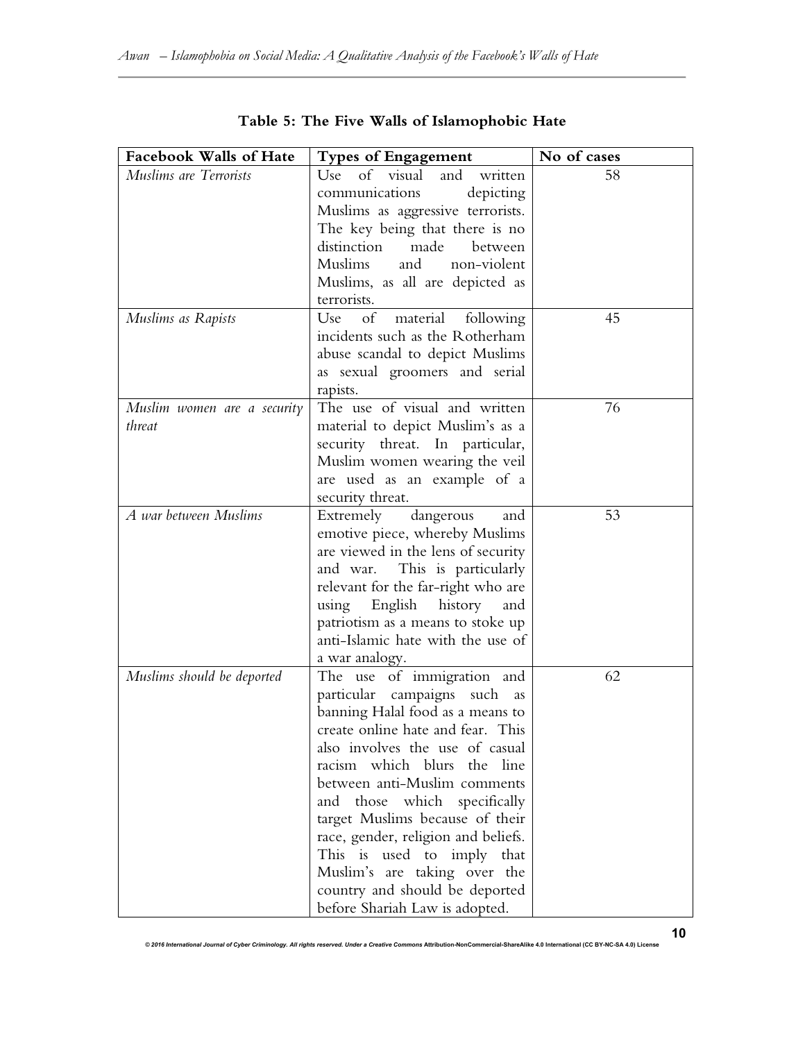**Table 5: The Five Walls of Islamophobic Hate**

| Facebook Walls of Hate | Types of Engagement | No of cases |
|---|---|---|
| *Muslims are Terrorists* | Use of visual and written communications depicting Muslims as aggressive terrorists. The key being that there is no distinction made between Muslims and non-violent Muslims, as all are depicted as terrorists. | 58 |
| *Muslims as Rapists* | Use of material following incidents such as the Rotherham abuse scandal to depict Muslims as sexual groomers and serial rapists. | 45 |
| *Muslim women are a security threat* | The use of visual and written material to depict Muslim's as a security threat. In particular, Muslim women wearing the veil are used as an example of a security threat. | 76 |
| *A war between Muslims* | Extremely dangerous and emotive piece, whereby Muslims are viewed in the lens of security and war. This is particularly relevant for the far-right who are using English history and patriotism as a means to stoke up anti-Islamic hate with the use of a war analogy. | 53 |
| *Muslims should be deported* | The use of immigration and particular campaigns such as banning Halal food as a means to create online hate and fear. This also involves the use of casual racism which blurs the line between anti-Muslim comments and those which specifically target Muslims because of their race, gender, religion and beliefs. This is used to imply that Muslim's are taking over the country and should be deported before Shariah Law is adopted. | 62 |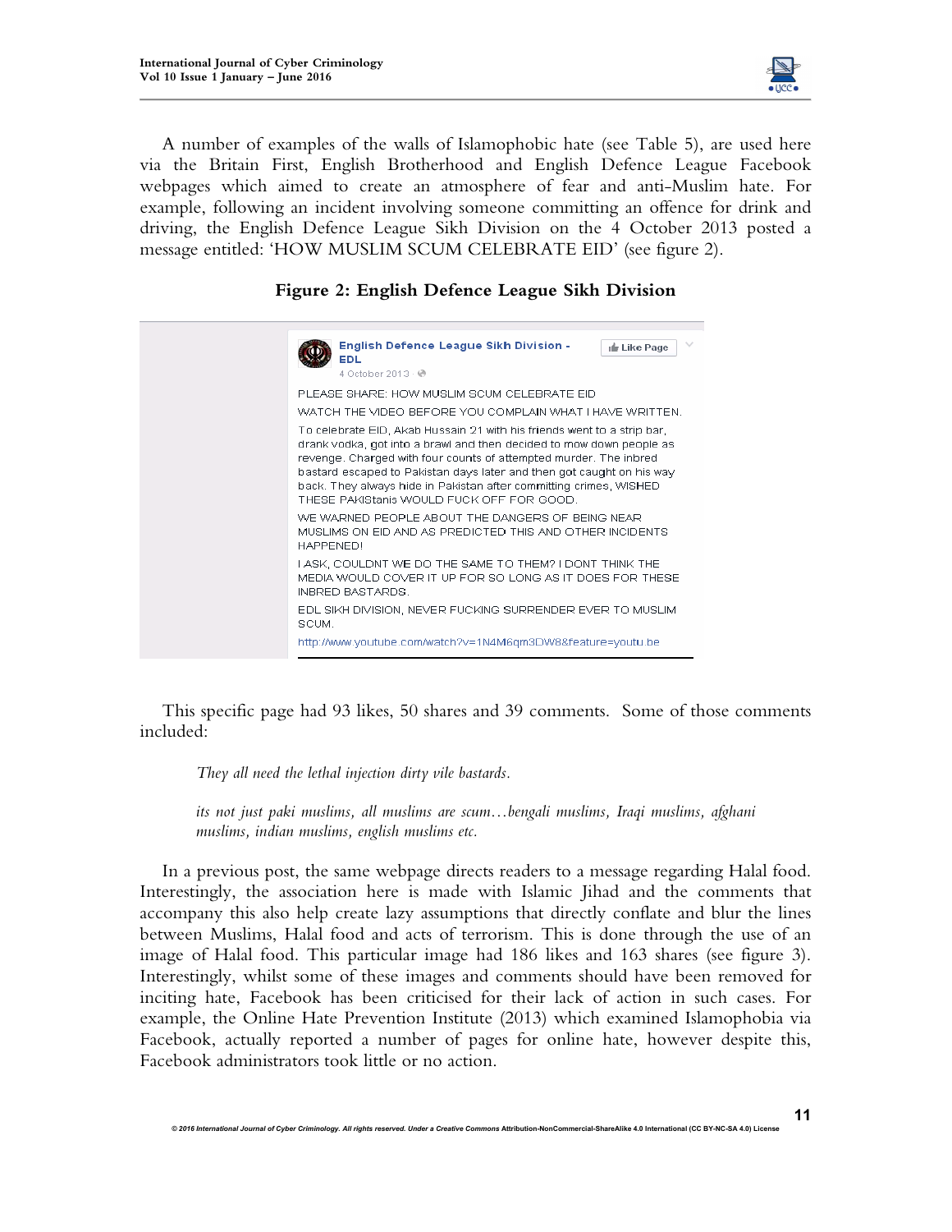A number of examples of the walls of Islamophobic hate (see Table 5), are used here via the Britain First, English Brotherhood and English Defence League Facebook webpages which aimed to create an atmosphere of fear and anti-Muslim hate. For example, following an incident involving someone committing an offence for drink and driving, the English Defence League Sikh Division on the 4 October 2013 posted a message entitled: 'HOW MUSLIM SCUM CELEBRATE EID' (see figure 2).

**Figure 2: English Defence League Sikh Division**

English Defence League Sikh Division - EDL
4 October 2013

PLEASE SHARE: HOW MUSLIM SCUM CELEBRATE EID

WATCH THE VIDEO BEFORE YOU COMPLAIN WHAT I HAVE WRITTEN.

To celebrate EID, Akab Hussain 21 with his friends went to a strip bar, drank vodka, got into a brawl and then decided to mow down people as revenge. Charged with four counts of attempted murder. The inbred bastard escaped to Pakistan days later and then got caught on his way back. They always hide in Pakistan after committing crimes, WISHED THESE PAKIStanis WOULD FUCK OFF FOR GOOD.

WE WARNED PEOPLE ABOUT THE DANGERS OF BEING NEAR MUSLIMS ON EID AND AS PREDICTED THIS AND OTHER INCIDENTS HAPPENED!

I ASK, COULDNT WE DO THE SAME TO THEM? I DONT THINK THE MEDIA WOULD COVER IT UP FOR SO LONG AS IT DOES FOR THESE INBRED BASTARDS.

EDL SIKH DIVISION, NEVER FUCKING SURRENDER EVER TO MUSLIM SCUM.

http://www.youtube.com/watch?v=1N4Mi6qm3DW8&feature=youtu.be

This specific page had 93 likes, 50 shares and 39 comments. Some of those comments included:

> *They all need the lethal injection dirty vile bastards.*

> *its not just paki muslims, all muslims are scum…bengali muslims, Iraqi muslims, afghani muslims, indian muslims, english muslims etc.*

In a previous post, the same webpage directs readers to a message regarding Halal food. Interestingly, the association here is made with Islamic Jihad and the comments that accompany this also help create lazy assumptions that directly conflate and blur the lines between Muslims, Halal food and acts of terrorism. This is done through the use of an image of Halal food. This particular image had 186 likes and 163 shares (see figure 3). Interestingly, whilst some of these images and comments should have been removed for inciting hate, Facebook has been criticised for their lack of action in such cases. For example, the Online Hate Prevention Institute (2013) which examined Islamophobia via Facebook, actually reported a number of pages for online hate, however despite this, Facebook administrators took little or no action.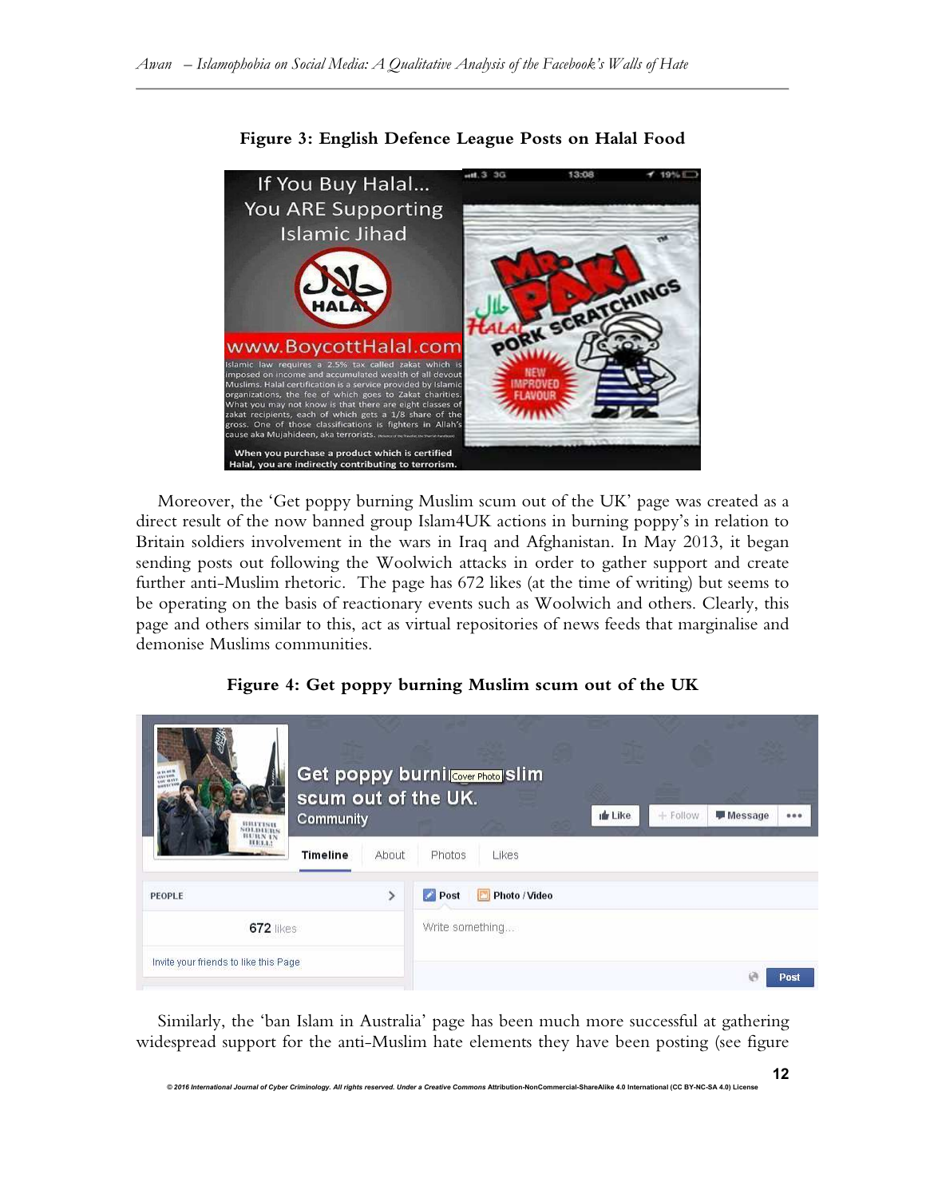**Figure 3: English Defence League Posts on Halal Food**

Moreover, the 'Get poppy burning Muslim scum out of the UK' page was created as a direct result of the now banned group Islam4UK actions in burning poppy's in relation to Britain soldiers involvement in the wars in Iraq and Afghanistan. In May 2013, it began sending posts out following the Woolwich attacks in order to gather support and create further anti-Muslim rhetoric. The page has 672 likes (at the time of writing) but seems to be operating on the basis of reactionary events such as Woolwich and others. Clearly, this page and others similar to this, act as virtual repositories of news feeds that marginalise and demonise Muslims communities.

**Figure 4: Get poppy burning Muslim scum out of the UK**

Similarly, the 'ban Islam in Australia' page has been much more successful at gathering widespread support for the anti-Muslim hate elements they have been posting (see figure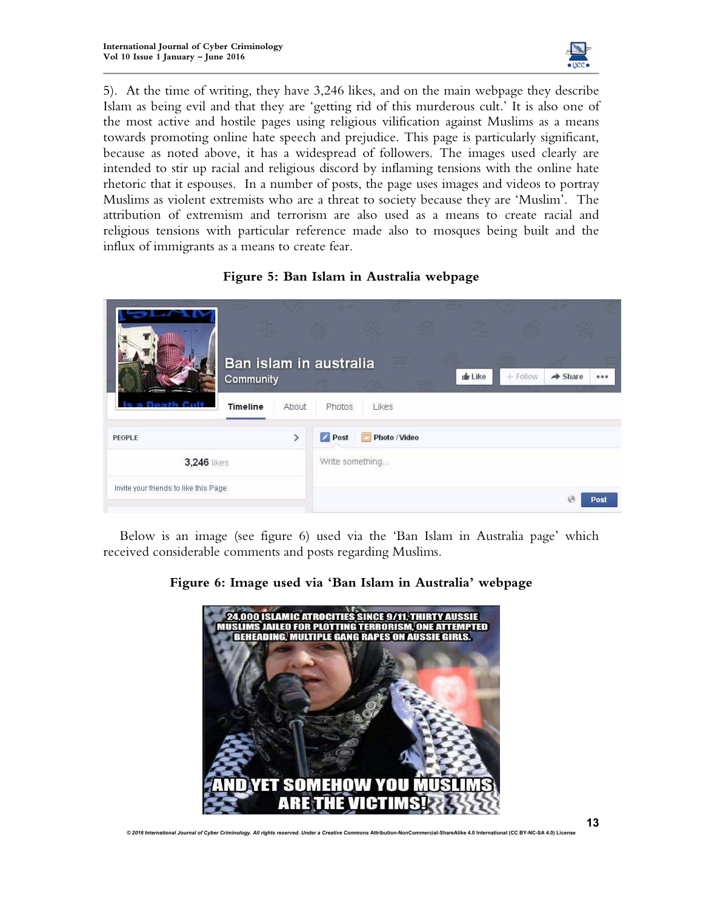5). At the time of writing, they have 3,246 likes, and on the main webpage they describe Islam as being evil and that they are 'getting rid of this murderous cult.' It is also one of the most active and hostile pages using religious vilification against Muslims as a means towards promoting online hate speech and prejudice. This page is particularly significant, because as noted above, it has a widespread of followers. The images used clearly are intended to stir up racial and religious discord by inflaming tensions with the online hate rhetoric that it espouses. In a number of posts, the page uses images and videos to portray Muslims as violent extremists who are a threat to society because they are 'Muslim'. The attribution of extremism and terrorism are also used as a means to create racial and religious tensions with particular reference made also to mosques being built and the influx of immigrants as a means to create fear.

**Figure 5: Ban Islam in Australia webpage**

Below is an image (see figure 6) used via the 'Ban Islam in Australia page' which received considerable comments and posts regarding Muslims.

**Figure 6: Image used via 'Ban Islam in Australia' webpage**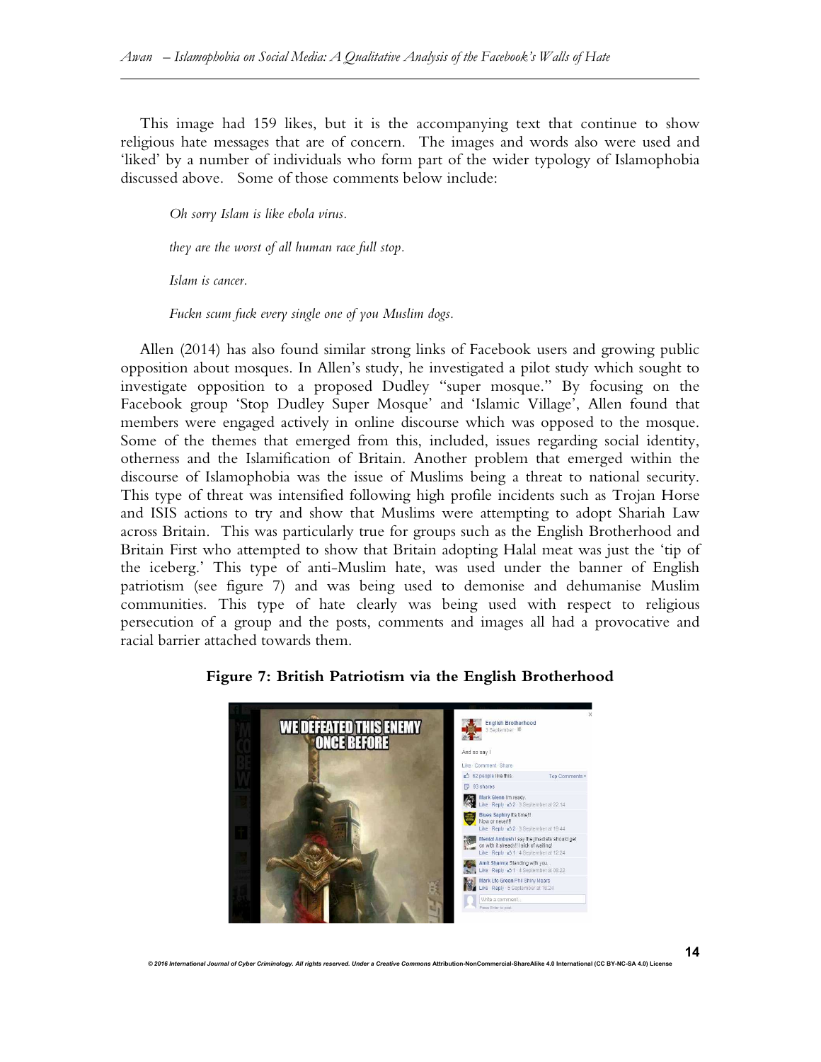This image had 159 likes, but it is the accompanying text that continue to show religious hate messages that are of concern. The images and words also were used and 'liked' by a number of individuals who form part of the wider typology of Islamophobia discussed above. Some of those comments below include:

> *Oh sorry Islam is like ebola virus.*
>
> *they are the worst of all human race full stop.*
>
> *Islam is cancer.*
>
> *Fuckn scum fuck every single one of you Muslim dogs.*

Allen (2014) has also found similar strong links of Facebook users and growing public opposition about mosques. In Allen's study, he investigated a pilot study which sought to investigate opposition to a proposed Dudley "super mosque." By focusing on the Facebook group 'Stop Dudley Super Mosque' and 'Islamic Village', Allen found that members were engaged actively in online discourse which was opposed to the mosque. Some of the themes that emerged from this, included, issues regarding social identity, otherness and the Islamification of Britain. Another problem that emerged within the discourse of Islamophobia was the issue of Muslims being a threat to national security. This type of threat was intensified following high profile incidents such as Trojan Horse and ISIS actions to try and show that Muslims were attempting to adopt Shariah Law across Britain. This was particularly true for groups such as the English Brotherhood and Britain First who attempted to show that Britain adopting Halal meat was just the 'tip of the iceberg.' This type of anti-Muslim hate, was used under the banner of English patriotism (see figure 7) and was being used to demonise and dehumanise Muslim communities. This type of hate clearly was being used with respect to religious persecution of a group and the posts, comments and images all had a provocative and racial barrier attached towards them.

**Figure 7: British Patriotism via the English Brotherhood**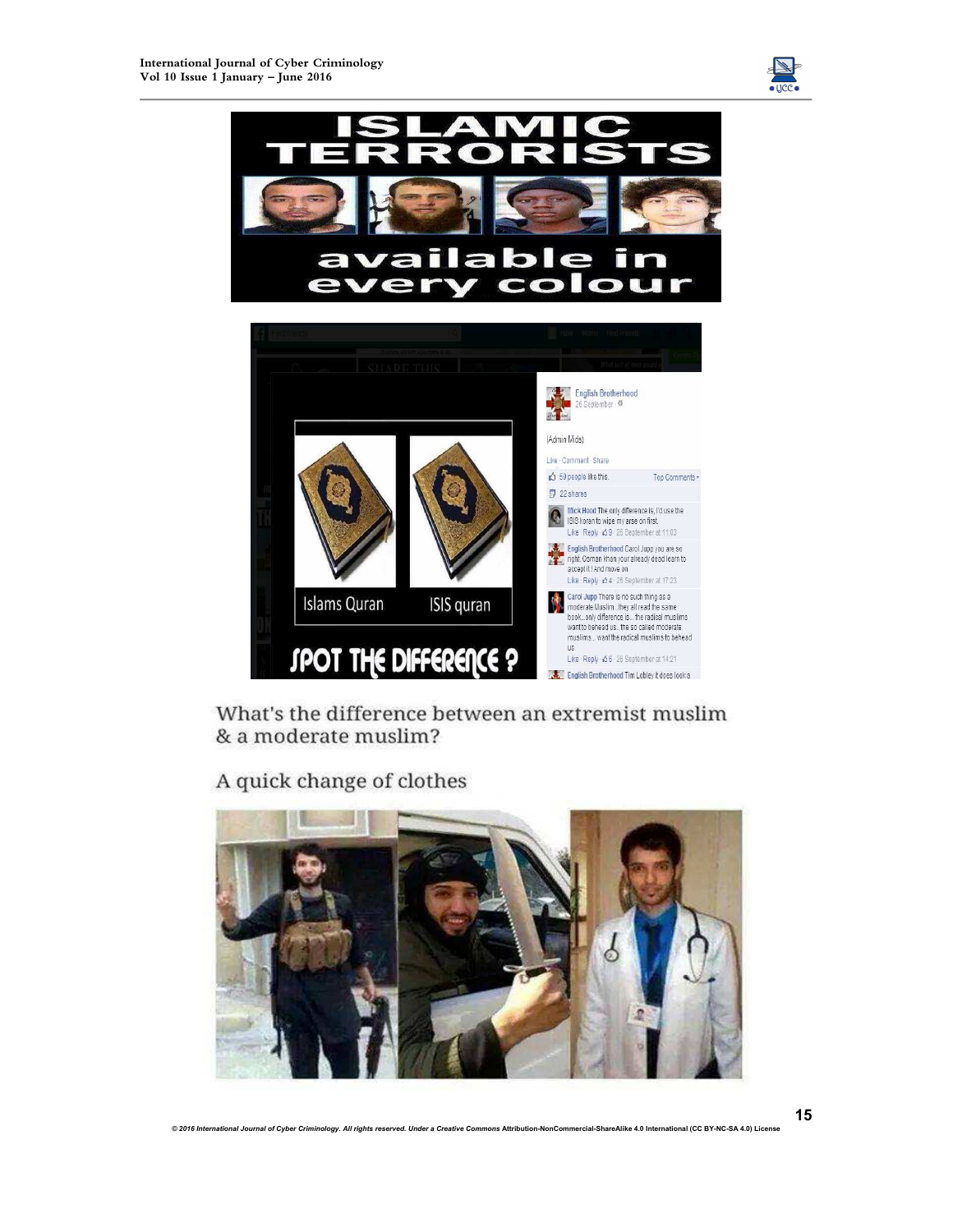ISLAMIC TERRORISTS

available in every colour

English Brotherhood
26 September

(Admin Mids)

Like · Comment · Share

59 people like this. Top Comments

22 shares

Mick Hood The only difference is, I'd use the ISIS koran to wipe my arse on first.
Like · Reply · 9 · 26 September at 11:03

English Brotherhood Carol Jupp you are so right. Osman khan your already dead learn to accept it ! And move on
Like · Reply · 4 · 26 September at 17:23

Carol Jupp There is no such thing as a moderate Muslim...they all read the same book...only difference is...the radical muslims want to behead us..the so called moderate muslims... want the radical muslims to behead us
Like · Reply · 6 · 26 September at 14:21

English Brotherhood Tim Lobley it does look a

Islams Quran | ISIS quran

SPOT THE DIFFERENCE ?

What's the difference between an extremist muslim & a moderate muslim?

A quick change of clothes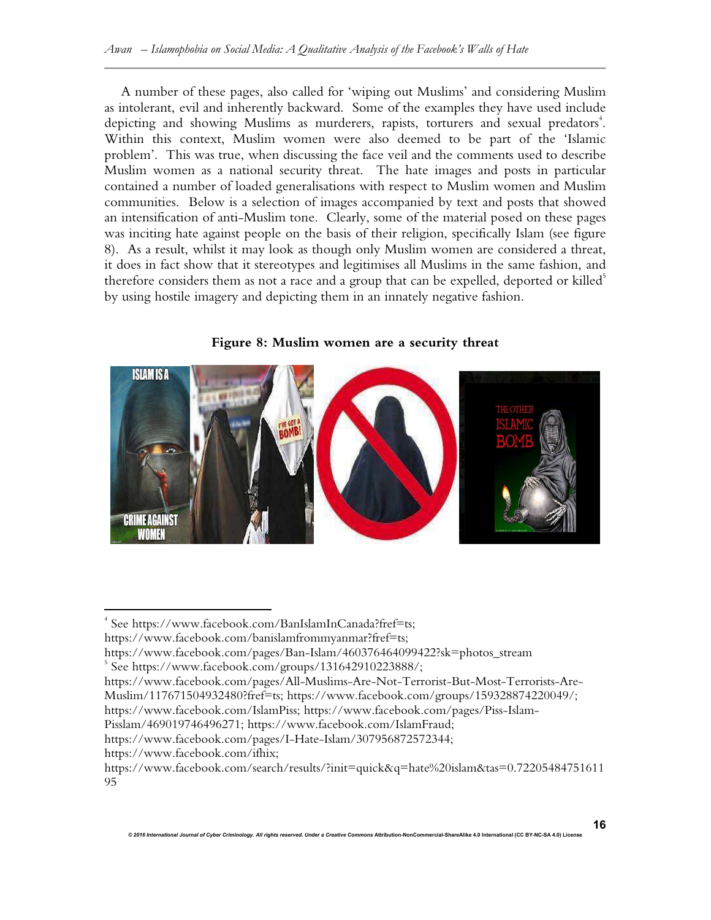A number of these pages, also called for 'wiping out Muslims' and considering Muslim as intolerant, evil and inherently backward. Some of the examples they have used include depicting and showing Muslims as murderers, rapists, torturers and sexual predators[4]. Within this context, Muslim women were also deemed to be part of the 'Islamic problem'. This was true, when discussing the face veil and the comments used to describe Muslim women as a national security threat. The hate images and posts in particular contained a number of loaded generalisations with respect to Muslim women and Muslim communities. Below is a selection of images accompanied by text and posts that showed an intensification of anti-Muslim tone. Clearly, some of the material posed on these pages was inciting hate against people on the basis of their religion, specifically Islam (see figure 8). As a result, whilst it may look as though only Muslim women are considered a threat, it does in fact show that it stereotypes and legitimises all Muslims in the same fashion, and therefore considers them as not a race and a group that can be expelled, deported or killed[5] by using hostile imagery and depicting them in an innately negative fashion.

**Figure 8: Muslim women are a security threat**

---

[4] See https://www.facebook.com/BanIslamInCanada?fref=ts; https://www.facebook.com/banislamfrommyanmar?fref=ts; https://www.facebook.com/pages/Ban-Islam/460376464099422?sk=photos_stream

[5] See https://www.facebook.com/groups/131642910223888/; https://www.facebook.com/pages/All-Muslims-Are-Not-Terrorist-But-Most-Terrorists-Are-Muslim/117671504932480?fref=ts; https://www.facebook.com/groups/159328874220049/; https://www.facebook.com/IslamPiss; https://www.facebook.com/pages/Piss-Islam-Pisslam/469019746496271; https://www.facebook.com/IslamFraud; https://www.facebook.com/pages/I-Hate-Islam/307956872572344; https://www.facebook.com/ifhix; https://www.facebook.com/search/results/?init=quick&q=hate%20islam&tas=0.7220548475161195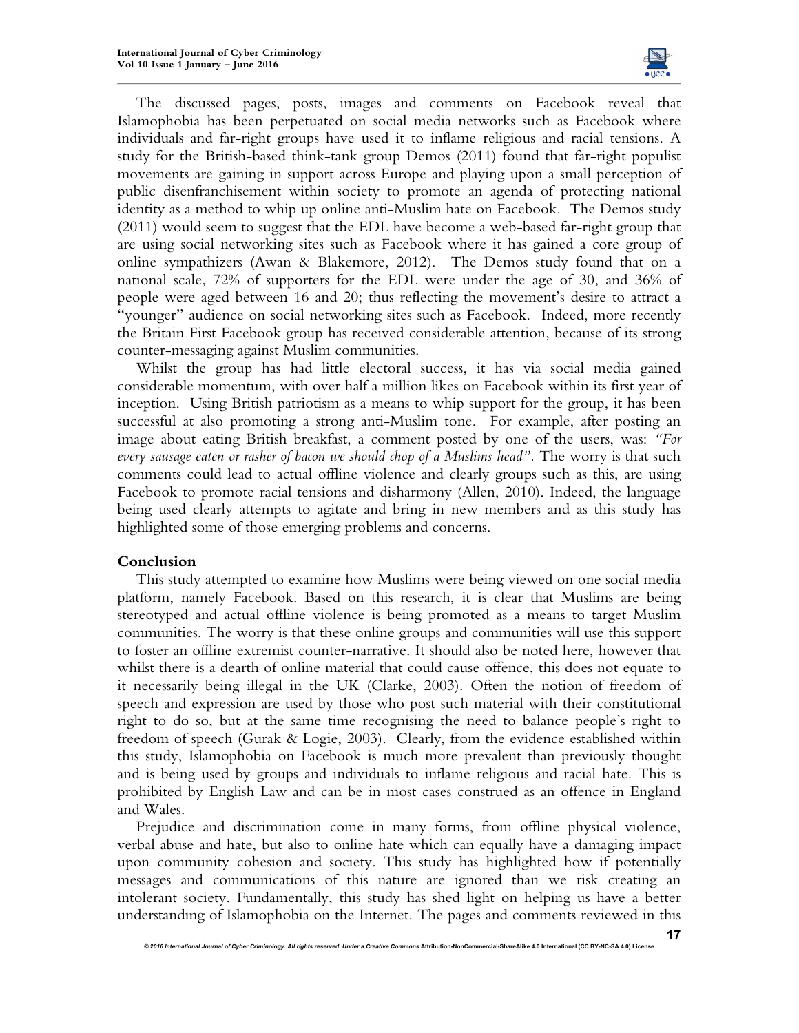The discussed pages, posts, images and comments on Facebook reveal that Islamophobia has been perpetuated on social media networks such as Facebook where individuals and far-right groups have used it to inflame religious and racial tensions. A study for the British-based think-tank group Demos (2011) found that far-right populist movements are gaining in support across Europe and playing upon a small perception of public disenfranchisement within society to promote an agenda of protecting national identity as a method to whip up online anti-Muslim hate on Facebook. The Demos study (2011) would seem to suggest that the EDL have become a web-based far-right group that are using social networking sites such as Facebook where it has gained a core group of online sympathizers (Awan & Blakemore, 2012). The Demos study found that on a national scale, 72% of supporters for the EDL were under the age of 30, and 36% of people were aged between 16 and 20; thus reflecting the movement's desire to attract a "younger" audience on social networking sites such as Facebook. Indeed, more recently the Britain First Facebook group has received considerable attention, because of its strong counter-messaging against Muslim communities.

Whilst the group has had little electoral success, it has via social media gained considerable momentum, with over half a million likes on Facebook within its first year of inception. Using British patriotism as a means to whip support for the group, it has been successful at also promoting a strong anti-Muslim tone. For example, after posting an image about eating British breakfast, a comment posted by one of the users, was: *"For every sausage eaten or rasher of bacon we should chop of a Muslims head"*. The worry is that such comments could lead to actual offline violence and clearly groups such as this, are using Facebook to promote racial tensions and disharmony (Allen, 2010). Indeed, the language being used clearly attempts to agitate and bring in new members and as this study has highlighted some of those emerging problems and concerns.

## Conclusion

This study attempted to examine how Muslims were being viewed on one social media platform, namely Facebook. Based on this research, it is clear that Muslims are being stereotyped and actual offline violence is being promoted as a means to target Muslim communities. The worry is that these online groups and communities will use this support to foster an offline extremist counter-narrative. It should also be noted here, however that whilst there is a dearth of online material that could cause offence, this does not equate to it necessarily being illegal in the UK (Clarke, 2003). Often the notion of freedom of speech and expression are used by those who post such material with their constitutional right to do so, but at the same time recognising the need to balance people's right to freedom of speech (Gurak & Logie, 2003). Clearly, from the evidence established within this study, Islamophobia on Facebook is much more prevalent than previously thought and is being used by groups and individuals to inflame religious and racial hate. This is prohibited by English Law and can be in most cases construed as an offence in England and Wales.

Prejudice and discrimination come in many forms, from offline physical violence, verbal abuse and hate, but also to online hate which can equally have a damaging impact upon community cohesion and society. This study has highlighted how if potentially messages and communications of this nature are ignored than we risk creating an intolerant society. Fundamentally, this study has shed light on helping us have a better understanding of Islamophobia on the Internet. The pages and comments reviewed in this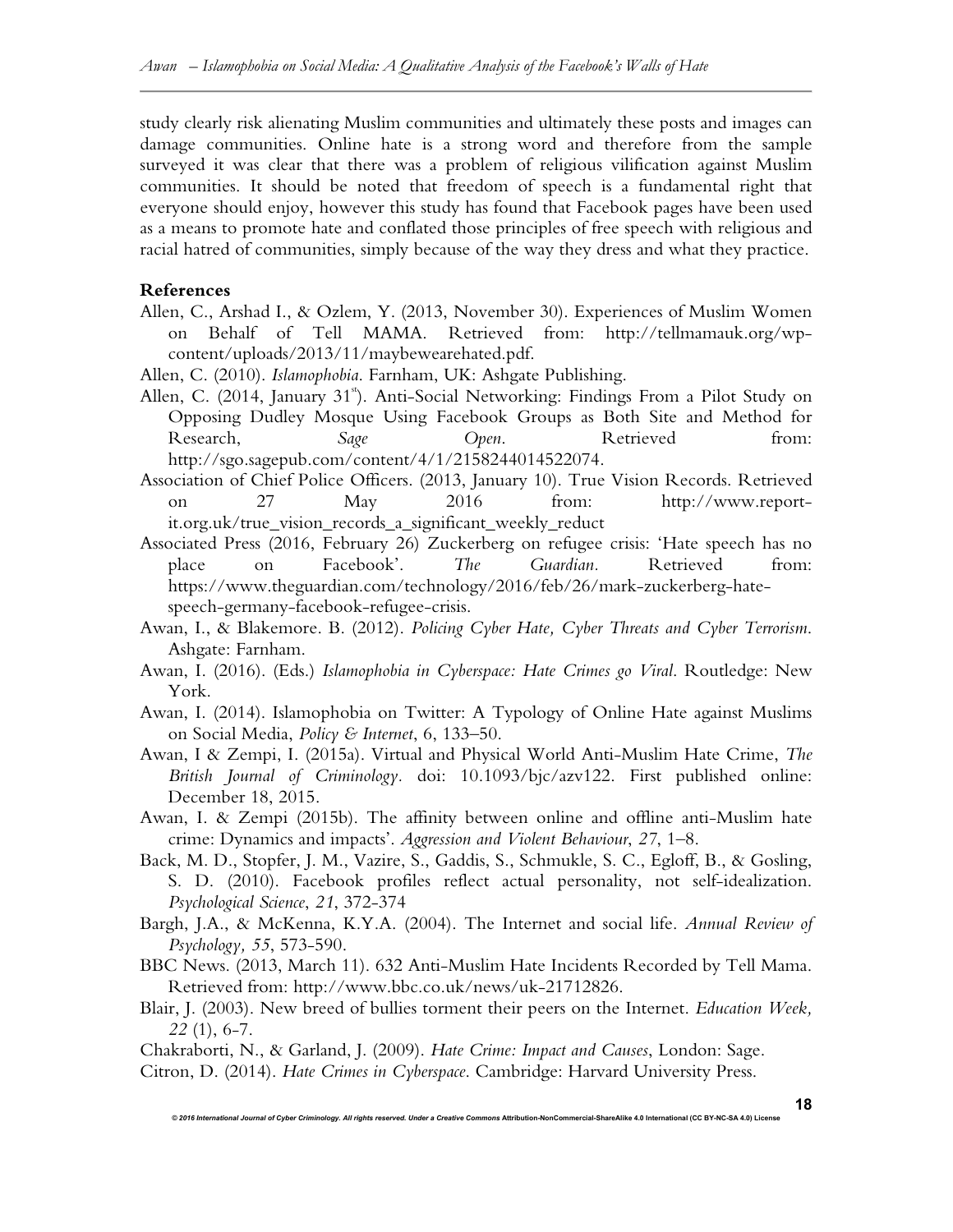study clearly risk alienating Muslim communities and ultimately these posts and images can damage communities. Online hate is a strong word and therefore from the sample surveyed it was clear that there was a problem of religious vilification against Muslim communities. It should be noted that freedom of speech is a fundamental right that everyone should enjoy, however this study has found that Facebook pages have been used as a means to promote hate and conflated those principles of free speech with religious and racial hatred of communities, simply because of the way they dress and what they practice.

**References**

Allen, C., Arshad I., & Ozlem, Y. (2013, November 30). Experiences of Muslim Women on Behalf of Tell MAMA. Retrieved from: http://tellmamauk.org/wp-content/uploads/2013/11/maybewearehated.pdf.

Allen, C. (2010). *Islamophobia.* Farnham, UK: Ashgate Publishing.

Allen, C. (2014, January 31st). Anti-Social Networking: Findings From a Pilot Study on Opposing Dudley Mosque Using Facebook Groups as Both Site and Method for Research, *Sage Open*. Retrieved from: http://sgo.sagepub.com/content/4/1/2158244014522074.

Association of Chief Police Officers. (2013, January 10). True Vision Records. Retrieved on 27 May 2016 from: http://www.report-it.org.uk/true_vision_records_a_significant_weekly_reduct

Associated Press (2016, February 26) Zuckerberg on refugee crisis: 'Hate speech has no place on Facebook'. *The Guardian*. Retrieved from: https://www.theguardian.com/technology/2016/feb/26/mark-zuckerberg-hate-speech-germany-facebook-refugee-crisis.

Awan, I., & Blakemore. B. (2012). *Policing Cyber Hate, Cyber Threats and Cyber Terrorism*. Ashgate: Farnham.

Awan, I. (2016). (Eds.) *Islamophobia in Cyberspace: Hate Crimes go Viral*. Routledge: New York.

Awan, I. (2014). Islamophobia on Twitter: A Typology of Online Hate against Muslims on Social Media, *Policy & Internet*, 6, 133–50.

Awan, I & Zempi, I. (2015a). Virtual and Physical World Anti-Muslim Hate Crime, *The British Journal of Criminology*. doi: 10.1093/bjc/azv122. First published online: December 18, 2015.

Awan, I. & Zempi (2015b). The affinity between online and offline anti-Muslim hate crime: Dynamics and impacts'. *Aggression and Violent Behaviour*, *27*, 1–8.

Back, M. D., Stopfer, J. M., Vazire, S., Gaddis, S., Schmukle, S. C., Egloff, B., & Gosling, S. D. (2010). Facebook profiles reflect actual personality, not self-idealization. *Psychological Science*, *21*, 372-374

Bargh, J.A., & McKenna, K.Y.A. (2004). The Internet and social life. *Annual Review of Psychology, 55*, 573-590.

BBC News. (2013, March 11). 632 Anti-Muslim Hate Incidents Recorded by Tell Mama. Retrieved from: http://www.bbc.co.uk/news/uk-21712826.

Blair, J. (2003). New breed of bullies torment their peers on the Internet. *Education Week, 22* (1), 6-7.

Chakraborti, N., & Garland, J. (2009). *Hate Crime: Impact and Causes*, London: Sage.

Citron, D. (2014). *Hate Crimes in Cyberspace*. Cambridge: Harvard University Press.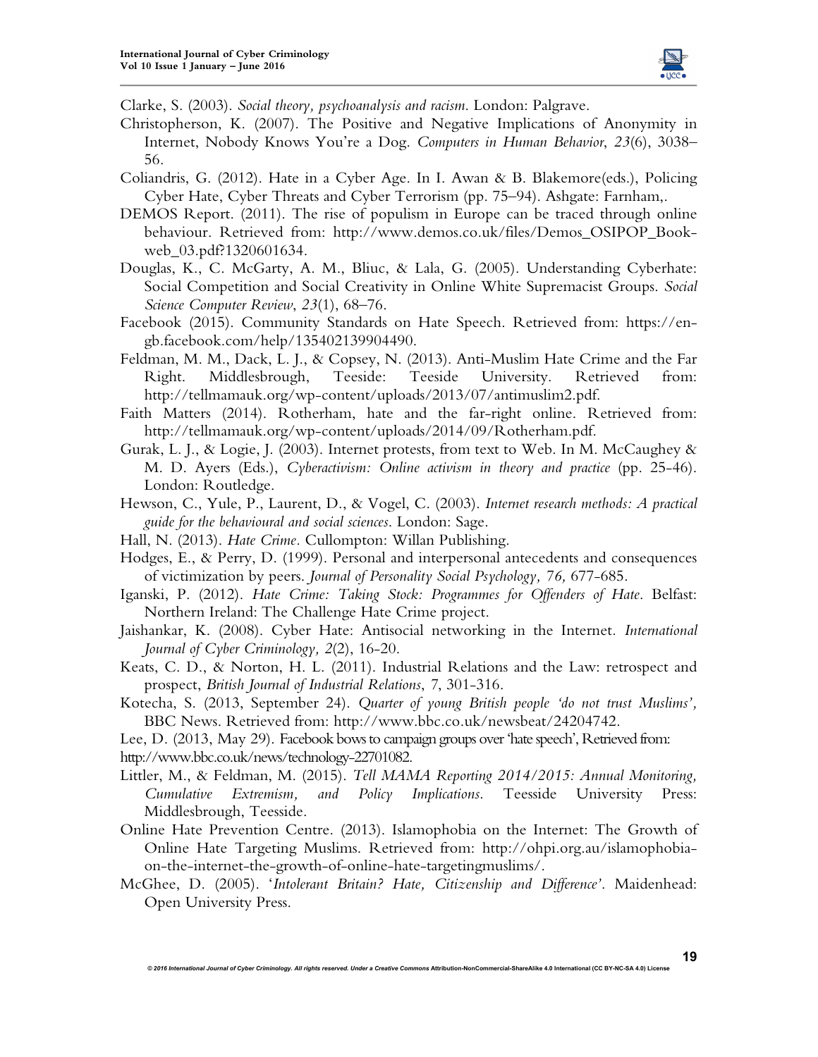Clarke, S. (2003). *Social theory, psychoanalysis and racism*. London: Palgrave.

Christopherson, K. (2007). The Positive and Negative Implications of Anonymity in Internet, Nobody Knows You're a Dog. *Computers in Human Behavior*, *23*(6), 3038–56.

Coliandris, G. (2012). Hate in a Cyber Age. In I. Awan & B. Blakemore(eds.), Policing Cyber Hate, Cyber Threats and Cyber Terrorism (pp. 75–94). Ashgate: Farnham,.

DEMOS Report. (2011). The rise of populism in Europe can be traced through online behaviour. Retrieved from: http://www.demos.co.uk/files/Demos_OSIPOP_Book-web_03.pdf?1320601634.

Douglas, K., C. McGarty, A. M., Bliuc, & Lala, G. (2005). Understanding Cyberhate: Social Competition and Social Creativity in Online White Supremacist Groups. *Social Science Computer Review*, *23*(1), 68–76.

Facebook (2015). Community Standards on Hate Speech. Retrieved from: https://en-gb.facebook.com/help/135402139904490.

Feldman, M. M., Dack, L. J., & Copsey, N. (2013). Anti-Muslim Hate Crime and the Far Right. Middlesbrough, Teeside: Teeside University. Retrieved from: http://tellmamauk.org/wp-content/uploads/2013/07/antimuslim2.pdf.

Faith Matters (2014). Rotherham, hate and the far-right online. Retrieved from: http://tellmamauk.org/wp-content/uploads/2014/09/Rotherham.pdf.

Gurak, L. J., & Logie, J. (2003). Internet protests, from text to Web. In M. McCaughey & M. D. Ayers (Eds.), *Cyberactivism: Online activism in theory and practice* (pp. 25-46). London: Routledge.

Hewson, C., Yule, P., Laurent, D., & Vogel, C. (2003). *Internet research methods: A practical guide for the behavioural and social sciences*. London: Sage.

Hall, N. (2013). *Hate Crime*. Cullompton: Willan Publishing.

Hodges, E., & Perry, D. (1999). Personal and interpersonal antecedents and consequences of victimization by peers. *Journal of Personality Social Psychology, 76,* 677-685.

Iganski, P. (2012). *Hate Crime: Taking Stock: Programmes for Offenders of Hate*. Belfast: Northern Ireland: The Challenge Hate Crime project.

Jaishankar, K. (2008). Cyber Hate: Antisocial networking in the Internet. *International Journal of Cyber Criminology, 2*(2), 16-20.

Keats, C. D., & Norton, H. L. (2011). Industrial Relations and the Law: retrospect and prospect, *British Journal of Industrial Relations*, 7, 301-316.

Kotecha, S. (2013, September 24). *Quarter of young British people 'do not trust Muslims',* BBC News. Retrieved from: http://www.bbc.co.uk/newsbeat/24204742.

Lee, D. (2013, May 29). Facebook bows to campaign groups over 'hate speech', Retrieved from: http://www.bbc.co.uk/news/technology-22701082.

Littler, M., & Feldman, M. (2015). *Tell MAMA Reporting 2014/2015: Annual Monitoring, Cumulative Extremism, and Policy Implications*. Teesside University Press: Middlesbrough, Teesside.

Online Hate Prevention Centre. (2013). Islamophobia on the Internet: The Growth of Online Hate Targeting Muslims. Retrieved from: http://ohpi.org.au/islamophobia-on-the-internet-the-growth-of-online-hate-targetingmuslims/.

McGhee, D. (2005). '*Intolerant Britain? Hate, Citizenship and Difference'*. Maidenhead: Open University Press.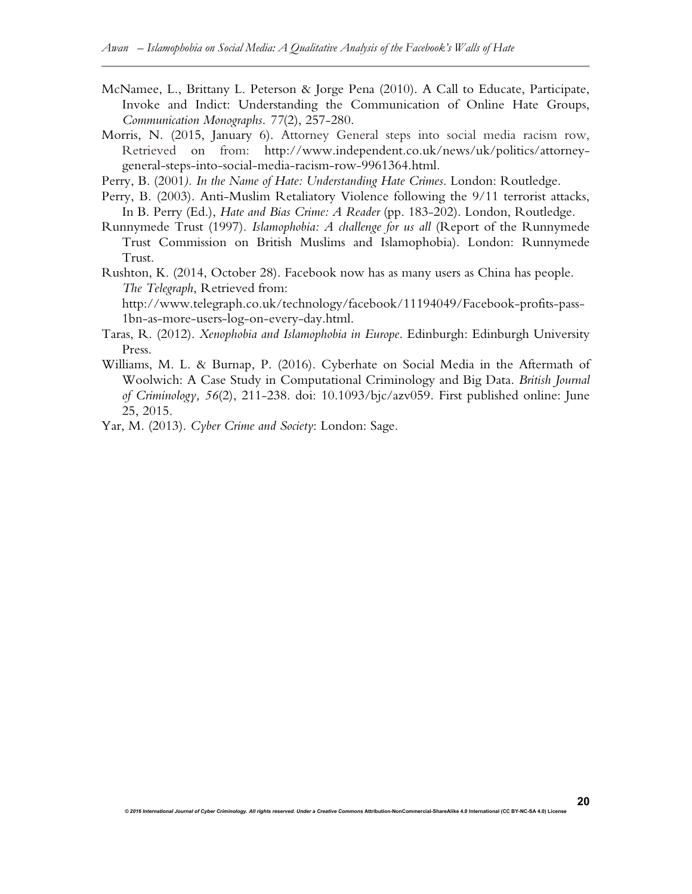McNamee, L., Brittany L. Peterson & Jorge Pena (2010). A Call to Educate, Participate, Invoke and Indict: Understanding the Communication of Online Hate Groups, *Communication Monographs*. 77(2), 257-280.

Morris, N. (2015, January 6). Attorney General steps into social media racism row, Retrieved on from: http://www.independent.co.uk/news/uk/politics/attorney-general-steps-into-social-media-racism-row-9961364.html.

Perry, B. (2001*). In the Name of Hate: Understanding Hate Crimes*. London: Routledge.

Perry, B. (2003). Anti-Muslim Retaliatory Violence following the 9/11 terrorist attacks, In B. Perry (Ed.), *Hate and Bias Crime: A Reader* (pp. 183-202). London, Routledge.

Runnymede Trust (1997). *Islamophobia: A challenge for us all* (Report of the Runnymede Trust Commission on British Muslims and Islamophobia). London: Runnymede Trust.

Rushton, K. (2014, October 28). Facebook now has as many users as China has people. *The Telegraph*, Retrieved from: http://www.telegraph.co.uk/technology/facebook/11194049/Facebook-profits-pass-1bn-as-more-users-log-on-every-day.html.

Taras, R. (2012). *Xenophobia and Islamophobia in Europe*. Edinburgh: Edinburgh University Press.

Williams, M. L. & Burnap, P. (2016). Cyberhate on Social Media in the Aftermath of Woolwich: A Case Study in Computational Criminology and Big Data. *British Journal of Criminology, 56*(2), 211-238. doi: 10.1093/bjc/azv059. First published online: June 25, 2015.

Yar, M. (2013). *Cyber Crime and Society*: London: Sage.